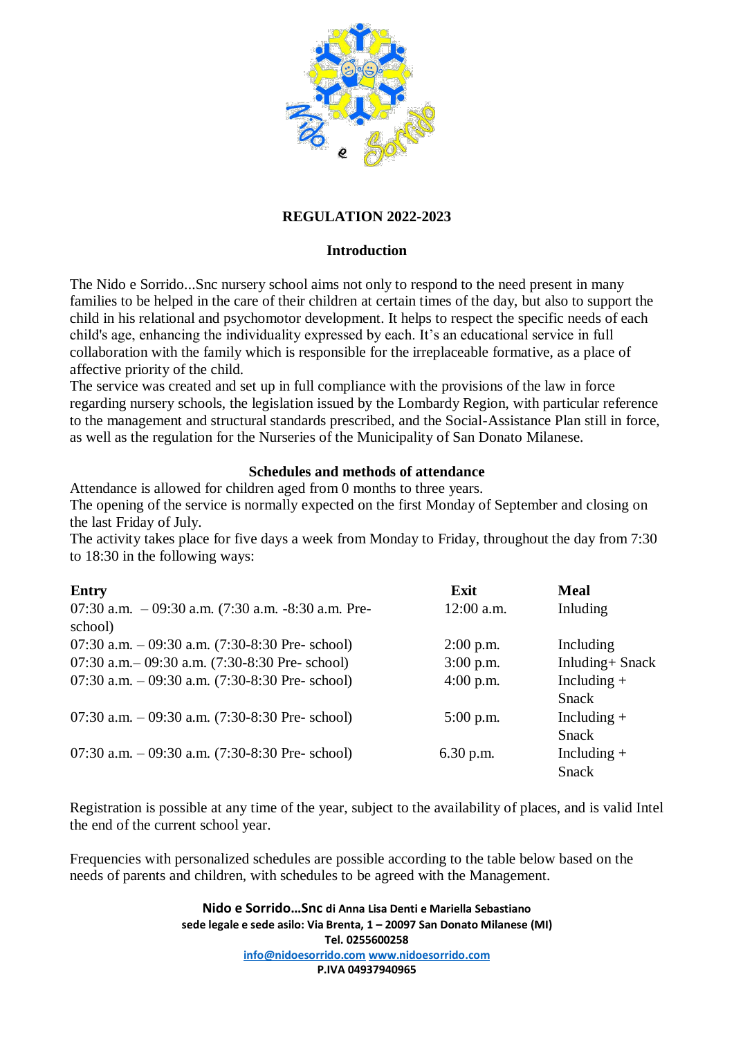**REGULATION 2022-2023**

**Introduction**

The Nido e Sorrido...Snc nursery school aims not only to respond to the need present in many families to be helped in the care of their children at certain times of the day, but also to support the child in his relational and psychomotor development. It helps to respect the specific needs of each child's age, enhancing the individuality expressed by each. It's an educational service in full collaboration with the family which is responsible for the irreplaceable formative, as a place of affective priority of the child.
The service was created and set up in full compliance with the provisions of the law in force regarding nursery schools, the legislation issued by the Lombardy Region, with particular reference to the management and structural standards prescribed, and the Social-Assistance Plan still in force, as well as the regulation for the Nurseries of the Municipality of San Donato Milanese.

**Schedules and methods of attendance**

Attendance is allowed for children aged from 0 months to three years.
The opening of the service is normally expected on the first Monday of September and closing on the last Friday of July.
The activity takes place for five days a week from Monday to Friday, throughout the day from 7:30 to 18:30 in the following ways:

| Entry | Exit | Meal |
| --- | --- | --- |
| 07:30 a.m. – 09:30 a.m. (7:30 a.m. -8:30 a.m. Pre-school) | 12:00 a.m. | Inluding |
| 07:30 a.m. – 09:30 a.m. (7:30-8:30 Pre- school) | 2:00 p.m. | Including |
| 07:30 a.m.– 09:30 a.m. (7:30-8:30 Pre- school) | 3:00 p.m. | Inluding+ Snack |
| 07:30 a.m. – 09:30 a.m. (7:30-8:30 Pre- school) | 4:00 p.m. | Including + Snack |
| 07:30 a.m. – 09:30 a.m. (7:30-8:30 Pre- school) | 5:00 p.m. | Including + Snack |
| 07:30 a.m. – 09:30 a.m. (7:30-8:30 Pre- school) | 6.30 p.m. | Including + Snack |

Registration is possible at any time of the year, subject to the availability of places, and is valid Intel the end of the current school year.

Frequencies with personalized schedules are possible according to the table below based on the needs of parents and children, with schedules to be agreed with the Management.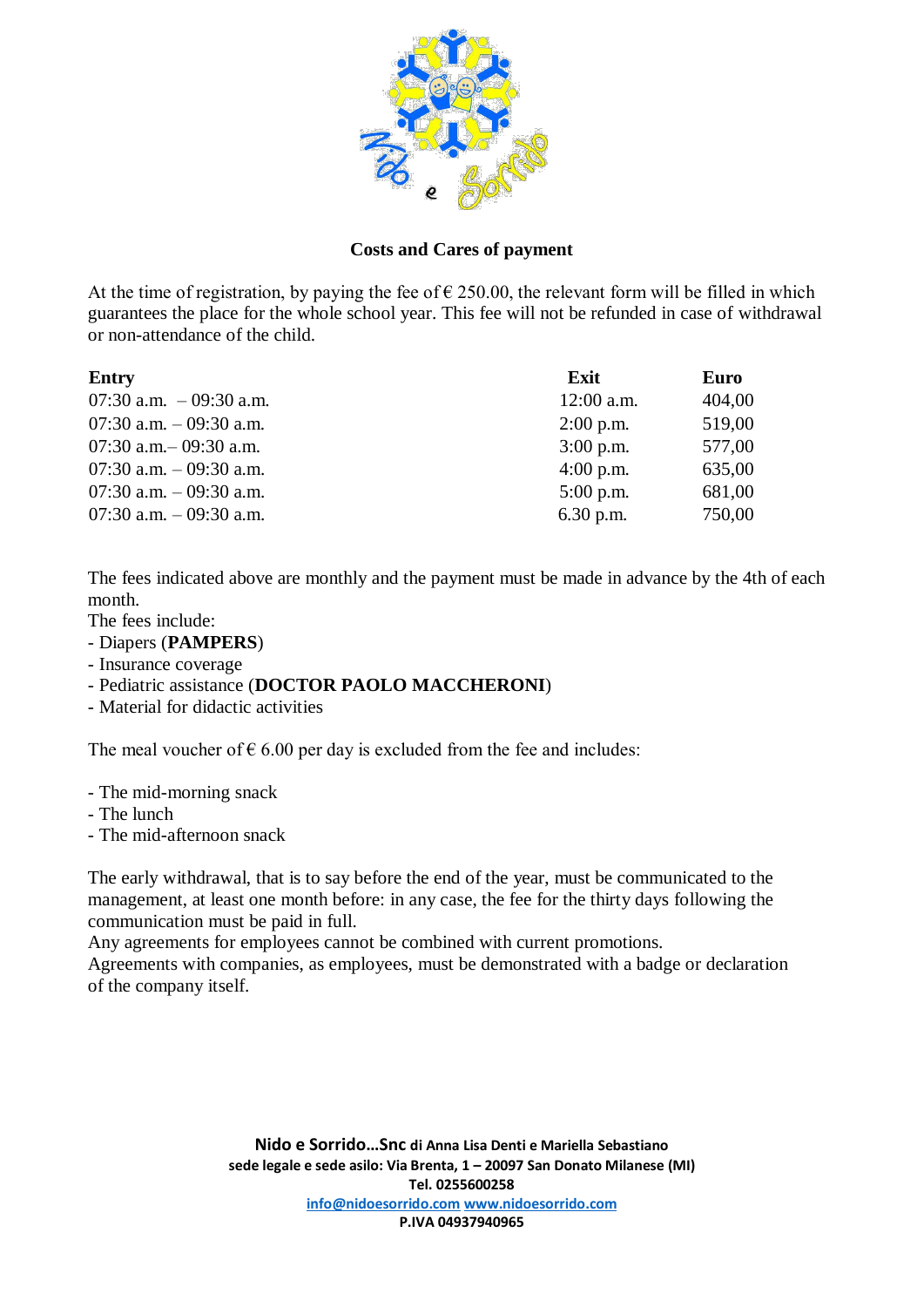**Costs and Cares of payment**

At the time of registration, by paying the fee of € 250.00, the relevant form will be filled in which guarantees the place for the whole school year. This fee will not be refunded in case of withdrawal or non-attendance of the child.

| Entry | Exit | Euro |
|---|---|---|
| 07:30 a.m. – 09:30 a.m. | 12:00 a.m. | 404,00 |
| 07:30 a.m. – 09:30 a.m. | 2:00 p.m. | 519,00 |
| 07:30 a.m.– 09:30 a.m. | 3:00 p.m. | 577,00 |
| 07:30 a.m. – 09:30 a.m. | 4:00 p.m. | 635,00 |
| 07:30 a.m. – 09:30 a.m. | 5:00 p.m. | 681,00 |
| 07:30 a.m. – 09:30 a.m. | 6.30 p.m. | 750,00 |

The fees indicated above are monthly and the payment must be made in advance by the 4th of each month.
The fees include:
- Diapers (**PAMPERS**)
- Insurance coverage
- Pediatric assistance (**DOCTOR PAOLO MACCHERONI**)
- Material for didactic activities

The meal voucher of € 6.00 per day is excluded from the fee and includes:

- The mid-morning snack
- The lunch
- The mid-afternoon snack

The early withdrawal, that is to say before the end of the year, must be communicated to the management, at least one month before: in any case, the fee for the thirty days following the communication must be paid in full.
Any agreements for employees cannot be combined with current promotions.
Agreements with companies, as employees, must be demonstrated with a badge or declaration of the company itself.

**Nido e Sorrido…Snc di Anna Lisa Denti e Mariella Sebastiano**
**sede legale e sede asilo: Via Brenta, 1 – 20097 San Donato Milanese (MI)**
**Tel. 0255600258**
**info@nidoesorrido.com www.nidoesorrido.com**
**P.IVA 04937940965**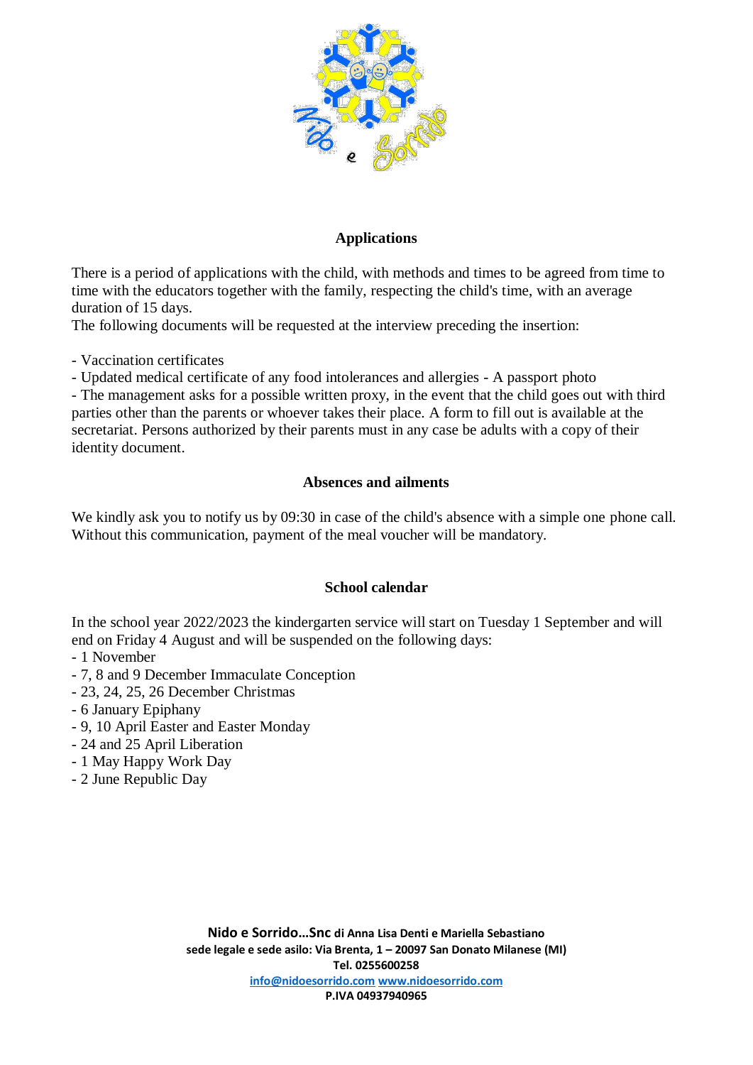## Applications

There is a period of applications with the child, with methods and times to be agreed from time to time with the educators together with the family, respecting the child's time, with an average duration of 15 days.
The following documents will be requested at the interview preceding the insertion:

- Vaccination certificates
- Updated medical certificate of any food intolerances and allergies - A passport photo
- The management asks for a possible written proxy, in the event that the child goes out with third parties other than the parents or whoever takes their place. A form to fill out is available at the secretariat. Persons authorized by their parents must in any case be adults with a copy of their identity document.

## Absences and ailments

We kindly ask you to notify us by 09:30 in case of the child's absence with a simple one phone call. Without this communication, payment of the meal voucher will be mandatory.

## School calendar

In the school year 2022/2023 the kindergarten service will start on Tuesday 1 September and will end on Friday 4 August and will be suspended on the following days:
- 1 November
- 7, 8 and 9 December Immaculate Conception
- 23, 24, 25, 26 December Christmas
- 6 January Epiphany
- 9, 10 April Easter and Easter Monday
- 24 and 25 April Liberation
- 1 May Happy Work Day
- 2 June Republic Day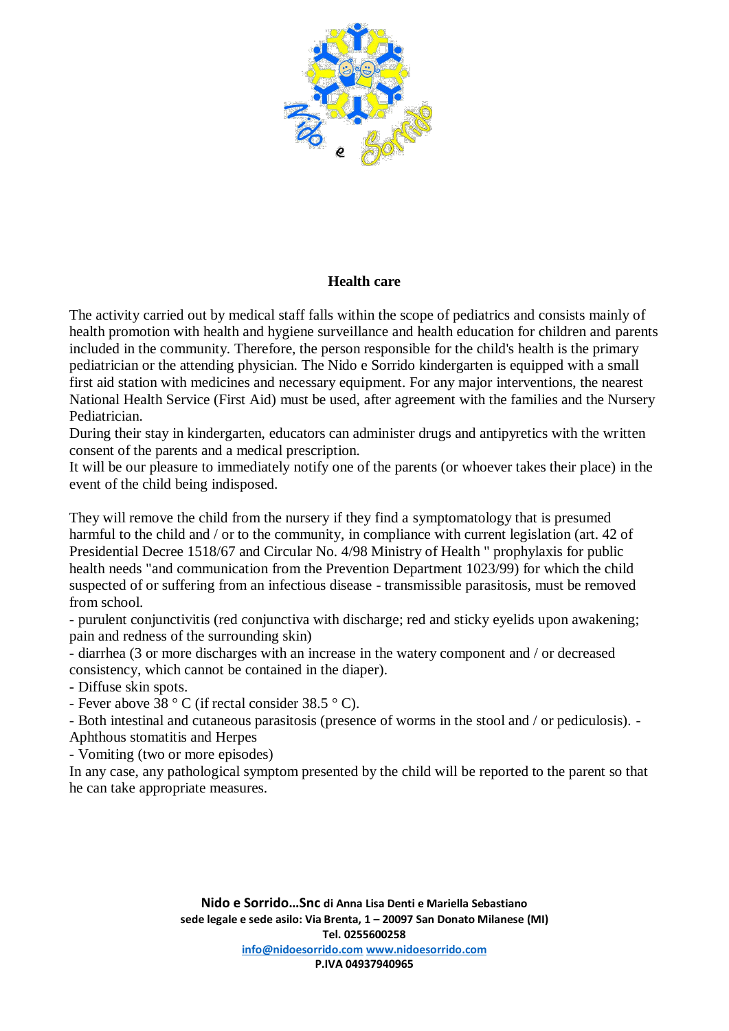## Health care

The activity carried out by medical staff falls within the scope of pediatrics and consists mainly of health promotion with health and hygiene surveillance and health education for children and parents included in the community. Therefore, the person responsible for the child's health is the primary pediatrician or the attending physician. The Nido e Sorrido kindergarten is equipped with a small first aid station with medicines and necessary equipment. For any major interventions, the nearest National Health Service (First Aid) must be used, after agreement with the families and the Nursery Pediatrician.
During their stay in kindergarten, educators can administer drugs and antipyretics with the written consent of the parents and a medical prescription.
It will be our pleasure to immediately notify one of the parents (or whoever takes their place) in the event of the child being indisposed.

They will remove the child from the nursery if they find a symptomatology that is presumed harmful to the child and / or to the community, in compliance with current legislation (art. 42 of Presidential Decree 1518/67 and Circular No. 4/98 Ministry of Health " prophylaxis for public health needs "and communication from the Prevention Department 1023/99) for which the child suspected of or suffering from an infectious disease - transmissible parasitosis, must be removed from school.
- purulent conjunctivitis (red conjunctiva with discharge; red and sticky eyelids upon awakening; pain and redness of the surrounding skin)
- diarrhea (3 or more discharges with an increase in the watery component and / or decreased consistency, which cannot be contained in the diaper).
- Diffuse skin spots.
- Fever above 38 ° C (if rectal consider 38.5 ° C).
- Both intestinal and cutaneous parasitosis (presence of worms in the stool and / or pediculosis). - Aphthous stomatitis and Herpes
- Vomiting (two or more episodes)

In any case, any pathological symptom presented by the child will be reported to the parent so that he can take appropriate measures.

**Nido e Sorrido…Snc di Anna Lisa Denti e Mariella Sebastiano**
**sede legale e sede asilo: Via Brenta, 1 – 20097 San Donato Milanese (MI)**
**Tel. 0255600258**
**info@nidoesorrido.com www.nidoesorrido.com**
**P.IVA 04937940965**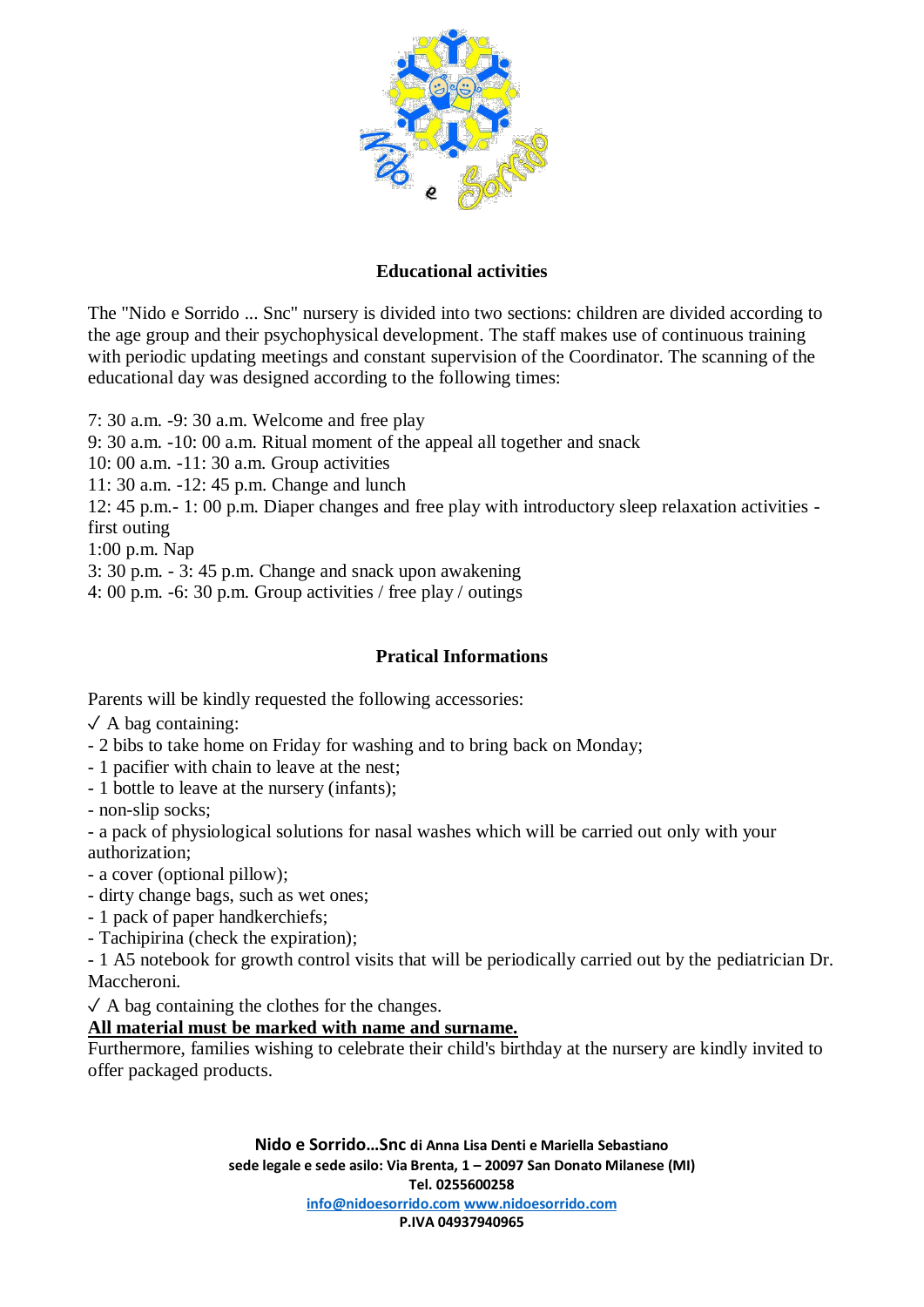## Educational activities

The "Nido e Sorrido ... Snc" nursery is divided into two sections: children are divided according to the age group and their psychophysical development. The staff makes use of continuous training with periodic updating meetings and constant supervision of the Coordinator. The scanning of the educational day was designed according to the following times:

7: 30 a.m. -9: 30 a.m. Welcome and free play
9: 30 a.m. -10: 00 a.m. Ritual moment of the appeal all together and snack
10: 00 a.m. -11: 30 a.m. Group activities
11: 30 a.m. -12: 45 p.m. Change and lunch
12: 45 p.m.- 1: 00 p.m. Diaper changes and free play with introductory sleep relaxation activities - first outing
1:00 p.m. Nap
3: 30 p.m. - 3: 45 p.m. Change and snack upon awakening
4: 00 p.m. -6: 30 p.m. Group activities / free play / outings

## Pratical Informations

Parents will be kindly requested the following accessories:

✓ A bag containing:
- 2 bibs to take home on Friday for washing and to bring back on Monday;
- 1 pacifier with chain to leave at the nest;
- 1 bottle to leave at the nursery (infants);
- non-slip socks;
- a pack of physiological solutions for nasal washes which will be carried out only with your authorization;
- a cover (optional pillow);
- dirty change bags, such as wet ones;
- 1 pack of paper handkerchiefs;
- Tachipirina (check the expiration);
- 1 A5 notebook for growth control visits that will be periodically carried out by the pediatrician Dr. Maccheroni.

✓ A bag containing the clothes for the changes.

**All material must be marked with name and surname.**

Furthermore, families wishing to celebrate their child's birthday at the nursery are kindly invited to offer packaged products.

**Nido e Sorrido…Snc di Anna Lisa Denti e Mariella Sebastiano**
**sede legale e sede asilo: Via Brenta, 1 – 20097 San Donato Milanese (MI)**
**Tel. 0255600258**
**info@nidoesorrido.com www.nidoesorrido.com**
**P.IVA 04937940965**